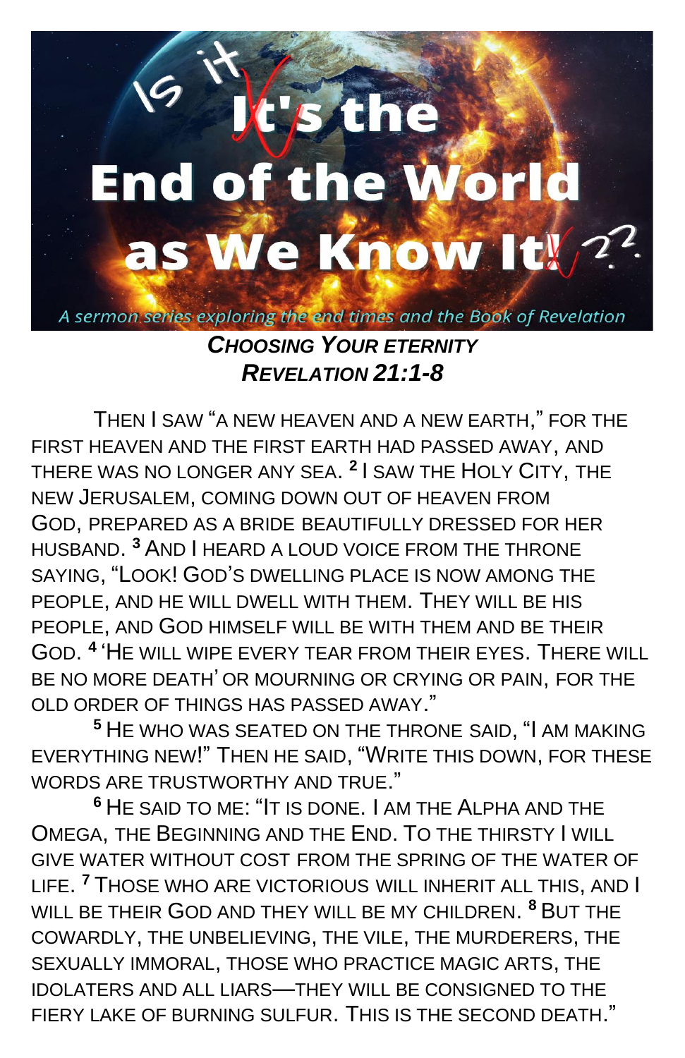# Is it It's the End of the World as We Know It!??

*A sermon series exploring the end times and the Book of Revelation*

## *Choosing Your Eternity*
## *Revelation 21:1-8*

Then I saw "a new heaven and a new earth," for the first heaven and the first earth had passed away, and there was no longer any sea. [2] I saw the Holy City, the new Jerusalem, coming down out of heaven from God, prepared as a bride beautifully dressed for her husband. [3] And I heard a loud voice from the throne saying, "Look! God's dwelling place is now among the people, and he will dwell with them. They will be his people, and God himself will be with them and be their God. [4] 'He will wipe every tear from their eyes. There will be no more death' or mourning or crying or pain, for the old order of things has passed away."

[5] He who was seated on the throne said, "I am making everything new!" Then he said, "Write this down, for these words are trustworthy and true."

[6] He said to me: "It is done. I am the Alpha and the Omega, the Beginning and the End. To the thirsty I will give water without cost from the spring of the water of life. [7] Those who are victorious will inherit all this, and I will be their God and they will be my children. [8] But the cowardly, the unbelieving, the vile, the murderers, the sexually immoral, those who practice magic arts, the idolaters and all liars—they will be consigned to the fiery lake of burning sulfur. This is the second death."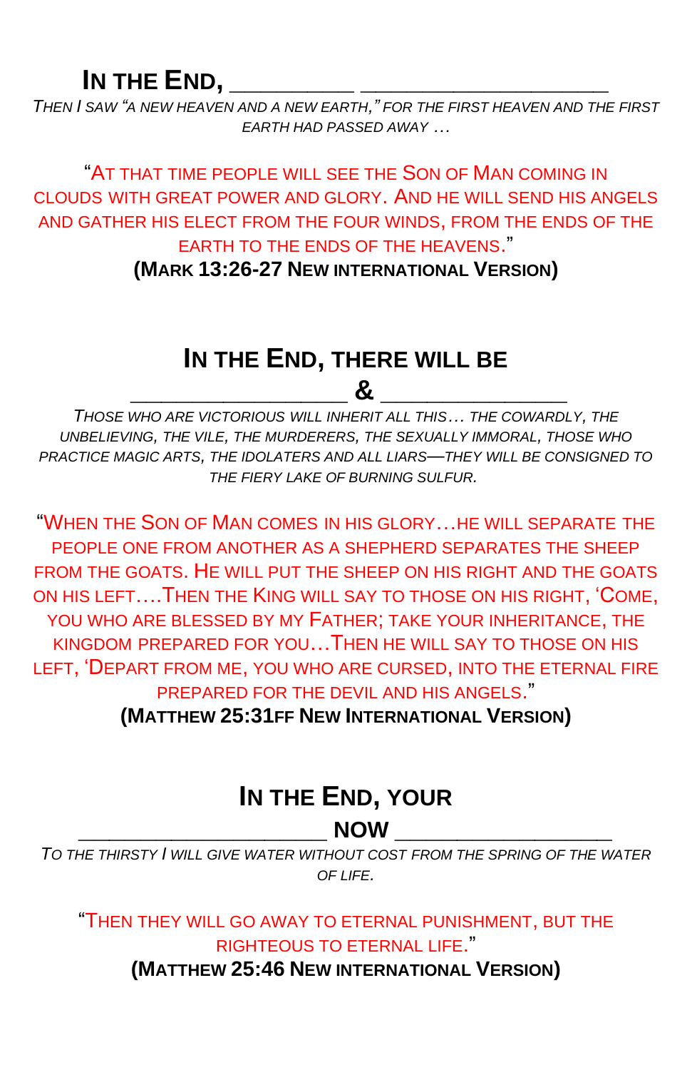## In the End, __________ ____________________

*Then I saw "a new heaven and a new earth," for the first heaven and the first earth had passed away …*

"At that time people will see the Son of Man coming in clouds with great power and glory. And he will send his angels and gather his elect from the four winds, from the ends of the earth to the ends of the heavens."

**(Mark 13:26-27 New International Version)**

## In the End, there will be __________________ & _______________

*Those who are victorious will inherit all this… the cowardly, the unbelieving, the vile, the murderers, the sexually immoral, those who practice magic arts, the idolaters and all liars—they will be consigned to the fiery lake of burning sulfur.*

"When the Son of Man comes in his glory…he will separate the people one from another as a shepherd separates the sheep from the goats. He will put the sheep on his right and the goats on his left….Then the King will say to those on his right, 'Come, you who are blessed by my Father; take your inheritance, the kingdom prepared for you…Then he will say to those on his left, 'Depart from me, you who are cursed, into the eternal fire prepared for the devil and his angels."

**(Matthew 25:31ff New International Version)**

## In the End, your ____________________ now __________________

*To the thirsty I will give water without cost from the spring of the water of life.*

"Then they will go away to eternal punishment, but the righteous to eternal life."

**(Matthew 25:46 New International Version)**